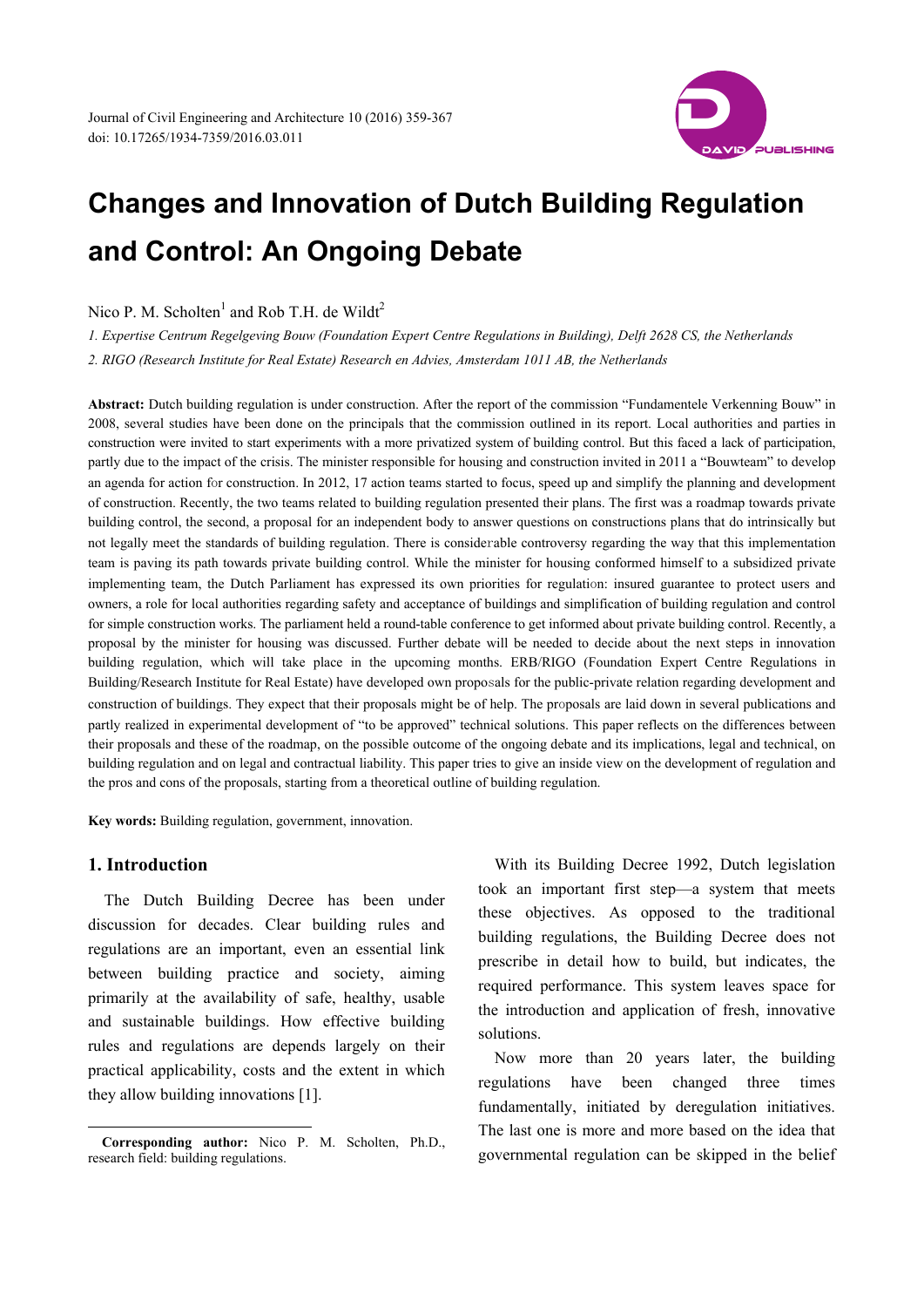# Changes and Innovation of Dutch Building Regulation and Control: An Ongoing Debate

Nico P. M. Scholten[1] and Rob T.H. de Wildt[2]

*1. Expertise Centrum Regelgeving Bouw (Foundation Expert Centre Regulations in Building), Delft 2628 CS, the Netherlands*

*2. RIGO (Research Institute for Real Estate) Research en Advies, Amsterdam 1011 AB, the Netherlands*

**Abstract:** Dutch building regulation is under construction. After the report of the commission "Fundamentele Verkenning Bouw" in 2008, several studies have been done on the principals that the commission outlined in its report. Local authorities and parties in construction were invited to start experiments with a more privatized system of building control. But this faced a lack of participation, partly due to the impact of the crisis. The minister responsible for housing and construction invited in 2011 a "Bouwteam" to develop an agenda for action for construction. In 2012, 17 action teams started to focus, speed up and simplify the planning and development of construction. Recently, the two teams related to building regulation presented their plans. The first was a roadmap towards private building control, the second, a proposal for an independent body to answer questions on constructions plans that do intrinsically but not legally meet the standards of building regulation. There is considerable controversy regarding the way that this implementation team is paving its path towards private building control. While the minister for housing conformed himself to a subsidized private implementing team, the Dutch Parliament has expressed its own priorities for regulation: insured guarantee to protect users and owners, a role for local authorities regarding safety and acceptance of buildings and simplification of building regulation and control for simple construction works. The parliament held a round-table conference to get informed about private building control. Recently, a proposal by the minister for housing was discussed. Further debate will be needed to decide about the next steps in innovation building regulation, which will take place in the upcoming months. ERB/RIGO (Foundation Expert Centre Regulations in Building/Research Institute for Real Estate) have developed own proposals for the public-private relation regarding development and construction of buildings. They expect that their proposals might be of help. The proposals are laid down in several publications and partly realized in experimental development of "to be approved" technical solutions. This paper reflects on the differences between their proposals and these of the roadmap, on the possible outcome of the ongoing debate and its implications, legal and technical, on building regulation and on legal and contractual liability. This paper tries to give an inside view on the development of regulation and the pros and cons of the proposals, starting from a theoretical outline of building regulation.

**Key words:** Building regulation, government, innovation.

## 1. Introduction

The Dutch Building Decree has been under discussion for decades. Clear building rules and regulations are an important, even an essential link between building practice and society, aiming primarily at the availability of safe, healthy, usable and sustainable buildings. How effective building rules and regulations are depends largely on their practical applicability, costs and the extent in which they allow building innovations [1].

With its Building Decree 1992, Dutch legislation took an important first step—a system that meets these objectives. As opposed to the traditional building regulations, the Building Decree does not prescribe in detail how to build, but indicates, the required performance. This system leaves space for the introduction and application of fresh, innovative solutions.

Now more than 20 years later, the building regulations have been changed three times fundamentally, initiated by deregulation initiatives. The last one is more and more based on the idea that governmental regulation can be skipped in the belief

**Corresponding author:** Nico P. M. Scholten, Ph.D., research field: building regulations.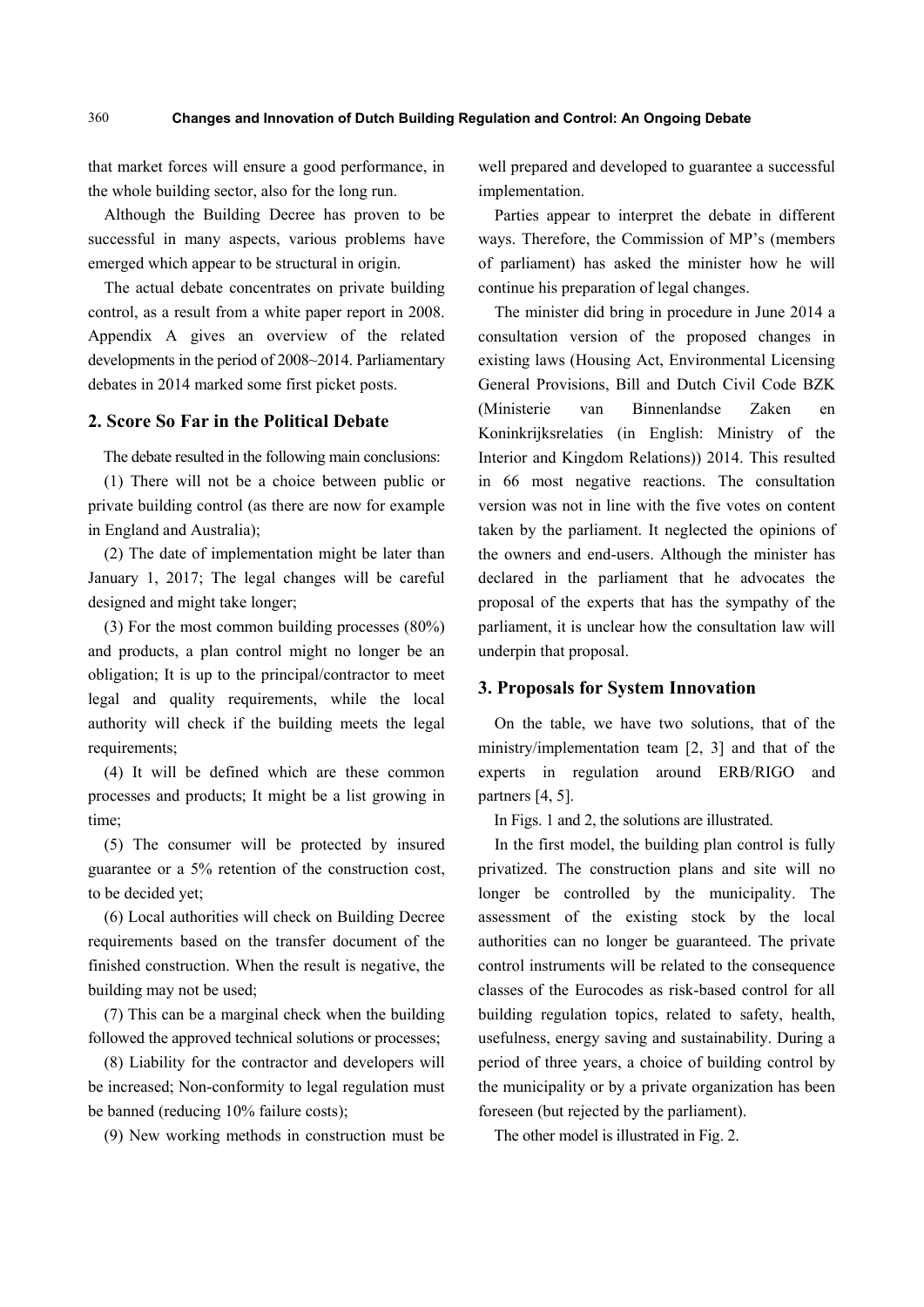that market forces will ensure a good performance, in the whole building sector, also for the long run.

Although the Building Decree has proven to be successful in many aspects, various problems have emerged which appear to be structural in origin.

The actual debate concentrates on private building control, as a result from a white paper report in 2008. Appendix A gives an overview of the related developments in the period of 2008~2014. Parliamentary debates in 2014 marked some first picket posts.

## 2. Score So Far in the Political Debate

The debate resulted in the following main conclusions:

(1) There will not be a choice between public or private building control (as there are now for example in England and Australia);

(2) The date of implementation might be later than January 1, 2017; The legal changes will be careful designed and might take longer;

(3) For the most common building processes (80%) and products, a plan control might no longer be an obligation; It is up to the principal/contractor to meet legal and quality requirements, while the local authority will check if the building meets the legal requirements;

(4) It will be defined which are these common processes and products; It might be a list growing in time;

(5) The consumer will be protected by insured guarantee or a 5% retention of the construction cost, to be decided yet;

(6) Local authorities will check on Building Decree requirements based on the transfer document of the finished construction. When the result is negative, the building may not be used;

(7) This can be a marginal check when the building followed the approved technical solutions or processes;

(8) Liability for the contractor and developers will be increased; Non-conformity to legal regulation must be banned (reducing 10% failure costs);

(9) New working methods in construction must be well prepared and developed to guarantee a successful implementation.

Parties appear to interpret the debate in different ways. Therefore, the Commission of MP's (members of parliament) has asked the minister how he will continue his preparation of legal changes.

The minister did bring in procedure in June 2014 a consultation version of the proposed changes in existing laws (Housing Act, Environmental Licensing General Provisions, Bill and Dutch Civil Code BZK (Ministerie van Binnenlandse Zaken en Koninkrijksrelaties (in English: Ministry of the Interior and Kingdom Relations)) 2014. This resulted in 66 most negative reactions. The consultation version was not in line with the five votes on content taken by the parliament. It neglected the opinions of the owners and end-users. Although the minister has declared in the parliament that he advocates the proposal of the experts that has the sympathy of the parliament, it is unclear how the consultation law will underpin that proposal.

## 3. Proposals for System Innovation

On the table, we have two solutions, that of the ministry/implementation team [2, 3] and that of the experts in regulation around ERB/RIGO and partners [4, 5].

In Figs. 1 and 2, the solutions are illustrated.

In the first model, the building plan control is fully privatized. The construction plans and site will no longer be controlled by the municipality. The assessment of the existing stock by the local authorities can no longer be guaranteed. The private control instruments will be related to the consequence classes of the Eurocodes as risk-based control for all building regulation topics, related to safety, health, usefulness, energy saving and sustainability. During a period of three years, a choice of building control by the municipality or by a private organization has been foreseen (but rejected by the parliament).

The other model is illustrated in Fig. 2.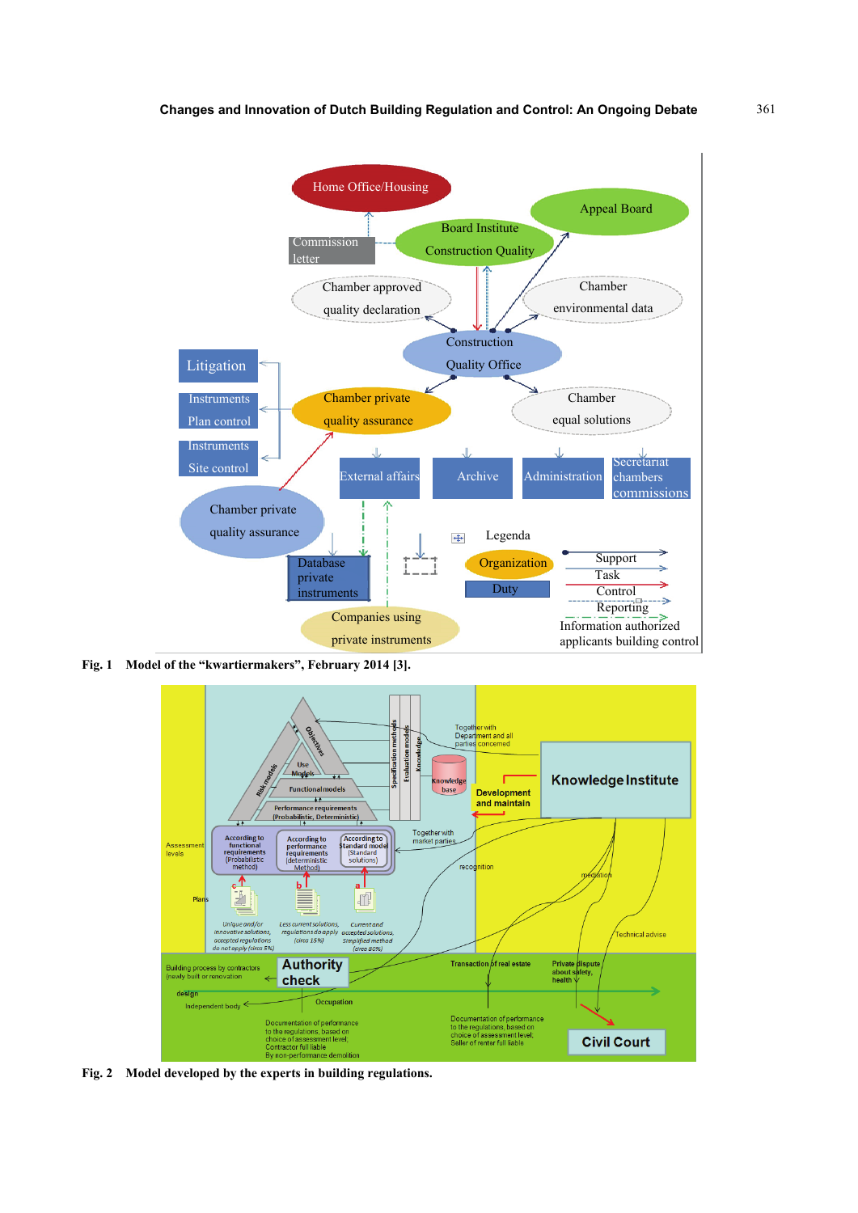Fig. 1 Model of the “kwartiermakers”, February 2014 [3].

Fig. 2 Model developed by the experts in building regulations.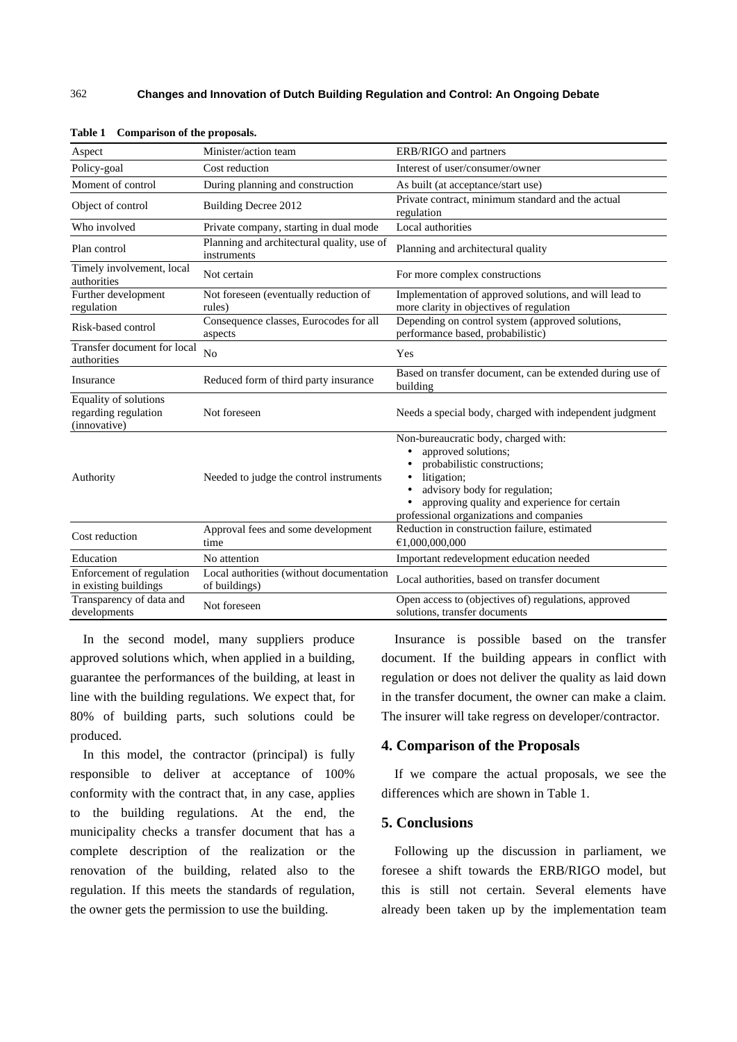**Table 1 Comparison of the proposals.**

| Aspect | Minister/action team | ERB/RIGO and partners |
|---|---|---|
| Policy-goal | Cost reduction | Interest of user/consumer/owner |
| Moment of control | During planning and construction | As built (at acceptance/start use) |
| Object of control | Building Decree 2012 | Private contract, minimum standard and the actual regulation |
| Who involved | Private company, starting in dual mode | Local authorities |
| Plan control | Planning and architectural quality, use of instruments | Planning and architectural quality |
| Timely involvement, local authorities | Not certain | For more complex constructions |
| Further development regulation | Not foreseen (eventually reduction of rules) | Implementation of approved solutions, and will lead to more clarity in objectives of regulation |
| Risk-based control | Consequence classes, Eurocodes for all aspects | Depending on control system (approved solutions, performance based, probabilistic) |
| Transfer document for local authorities | No | Yes |
| Insurance | Reduced form of third party insurance | Based on transfer document, can be extended during use of building |
| Equality of solutions regarding regulation (innovative) | Not foreseen | Needs a special body, charged with independent judgment |
| Authority | Needed to judge the control instruments | Non-bureaucratic body, charged with: • approved solutions; • probabilistic constructions; • litigation; • advisory body for regulation; • approving quality and experience for certain professional organizations and companies |
| Cost reduction | Approval fees and some development time | Reduction in construction failure, estimated €1,000,000,000 |
| Education | No attention | Important redevelopment education needed |
| Enforcement of regulation in existing buildings | Local authorities (without documentation of buildings) | Local authorities, based on transfer document |
| Transparency of data and developments | Not foreseen | Open access to (objectives of) regulations, approved solutions, transfer documents |

In the second model, many suppliers produce approved solutions which, when applied in a building, guarantee the performances of the building, at least in line with the building regulations. We expect that, for 80% of building parts, such solutions could be produced.

In this model, the contractor (principal) is fully responsible to deliver at acceptance of 100% conformity with the contract that, in any case, applies to the building regulations. At the end, the municipality checks a transfer document that has a complete description of the realization or the renovation of the building, related also to the regulation. If this meets the standards of regulation, the owner gets the permission to use the building.

Insurance is possible based on the transfer document. If the building appears in conflict with regulation or does not deliver the quality as laid down in the transfer document, the owner can make a claim. The insurer will take regress on developer/contractor.

## 4. Comparison of the Proposals

If we compare the actual proposals, we see the differences which are shown in Table 1.

## 5. Conclusions

Following up the discussion in parliament, we foresee a shift towards the ERB/RIGO model, but this is still not certain. Several elements have already been taken up by the implementation team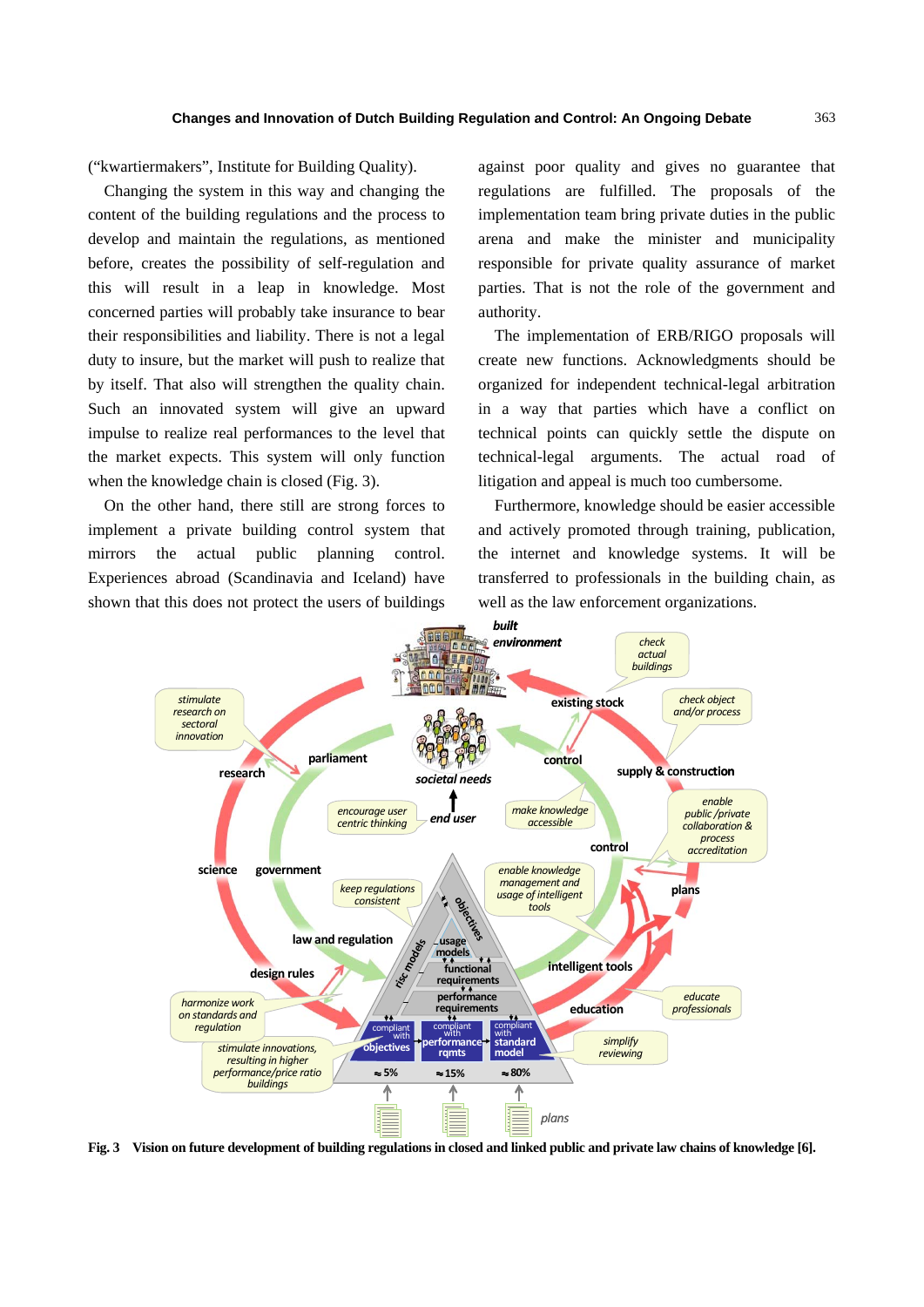("kwartiermakers", Institute for Building Quality).

Changing the system in this way and changing the content of the building regulations and the process to develop and maintain the regulations, as mentioned before, creates the possibility of self-regulation and this will result in a leap in knowledge. Most concerned parties will probably take insurance to bear their responsibilities and liability. There is not a legal duty to insure, but the market will push to realize that by itself. That also will strengthen the quality chain. Such an innovated system will give an upward impulse to realize real performances to the level that the market expects. This system will only function when the knowledge chain is closed (Fig. 3).

On the other hand, there still are strong forces to implement a private building control system that mirrors the actual public planning control. Experiences abroad (Scandinavia and Iceland) have shown that this does not protect the users of buildings against poor quality and gives no guarantee that regulations are fulfilled. The proposals of the implementation team bring private duties in the public arena and make the minister and municipality responsible for private quality assurance of market parties. That is not the role of the government and authority.

The implementation of ERB/RIGO proposals will create new functions. Acknowledgments should be organized for independent technical-legal arbitration in a way that parties which have a conflict on technical points can quickly settle the dispute on technical-legal arguments. The actual road of litigation and appeal is much too cumbersome.

Furthermore, knowledge should be easier accessible and actively promoted through training, publication, the internet and knowledge systems. It will be transferred to professionals in the building chain, as well as the law enforcement organizations.

**Fig. 3 Vision on future development of building regulations in closed and linked public and private law chains of knowledge [6].**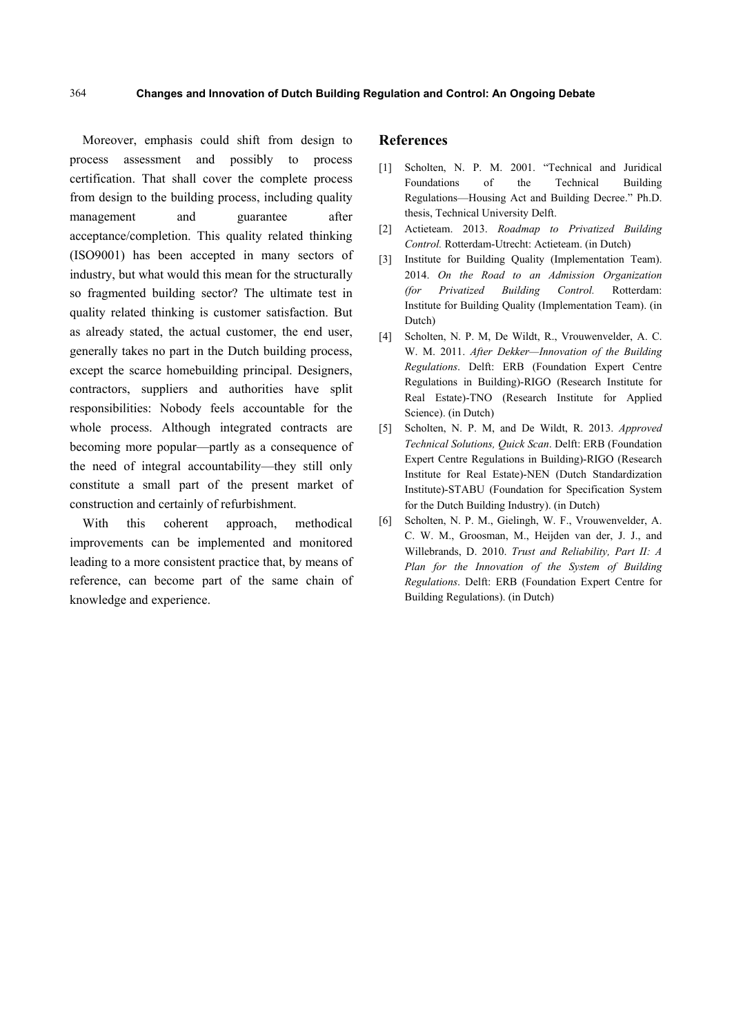Moreover, emphasis could shift from design to process assessment and possibly to process certification. That shall cover the complete process from design to the building process, including quality management and guarantee after acceptance/completion. This quality related thinking (ISO9001) has been accepted in many sectors of industry, but what would this mean for the structurally so fragmented building sector? The ultimate test in quality related thinking is customer satisfaction. But as already stated, the actual customer, the end user, generally takes no part in the Dutch building process, except the scarce homebuilding principal. Designers, contractors, suppliers and authorities have split responsibilities: Nobody feels accountable for the whole process. Although integrated contracts are becoming more popular—partly as a consequence of the need of integral accountability—they still only constitute a small part of the present market of construction and certainly of refurbishment.

With this coherent approach, methodical improvements can be implemented and monitored leading to a more consistent practice that, by means of reference, can become part of the same chain of knowledge and experience.

## References

[1] Scholten, N. P. M. 2001. "Technical and Juridical Foundations of the Technical Building Regulations—Housing Act and Building Decree." Ph.D. thesis, Technical University Delft.

[2] Actieteam. 2013. *Roadmap to Privatized Building Control.* Rotterdam-Utrecht: Actieteam. (in Dutch)

[3] Institute for Building Quality (Implementation Team). 2014. *On the Road to an Admission Organization (for Privatized Building Control.* Rotterdam: Institute for Building Quality (Implementation Team). (in Dutch)

[4] Scholten, N. P. M, De Wildt, R., Vrouwenvelder, A. C. W. M. 2011. *After Dekker—Innovation of the Building Regulations*. Delft: ERB (Foundation Expert Centre Regulations in Building)-RIGO (Research Institute for Real Estate)-TNO (Research Institute for Applied Science). (in Dutch)

[5] Scholten, N. P. M, and De Wildt, R. 2013. *Approved Technical Solutions, Quick Scan*. Delft: ERB (Foundation Expert Centre Regulations in Building)-RIGO (Research Institute for Real Estate)-NEN (Dutch Standardization Institute)-STABU (Foundation for Specification System for the Dutch Building Industry). (in Dutch)

[6] Scholten, N. P. M., Gielingh, W. F., Vrouwenvelder, A. C. W. M., Groosman, M., Heijden van der, J. J., and Willebrands, D. 2010. *Trust and Reliability, Part II: A Plan for the Innovation of the System of Building Regulations*. Delft: ERB (Foundation Expert Centre for Building Regulations). (in Dutch)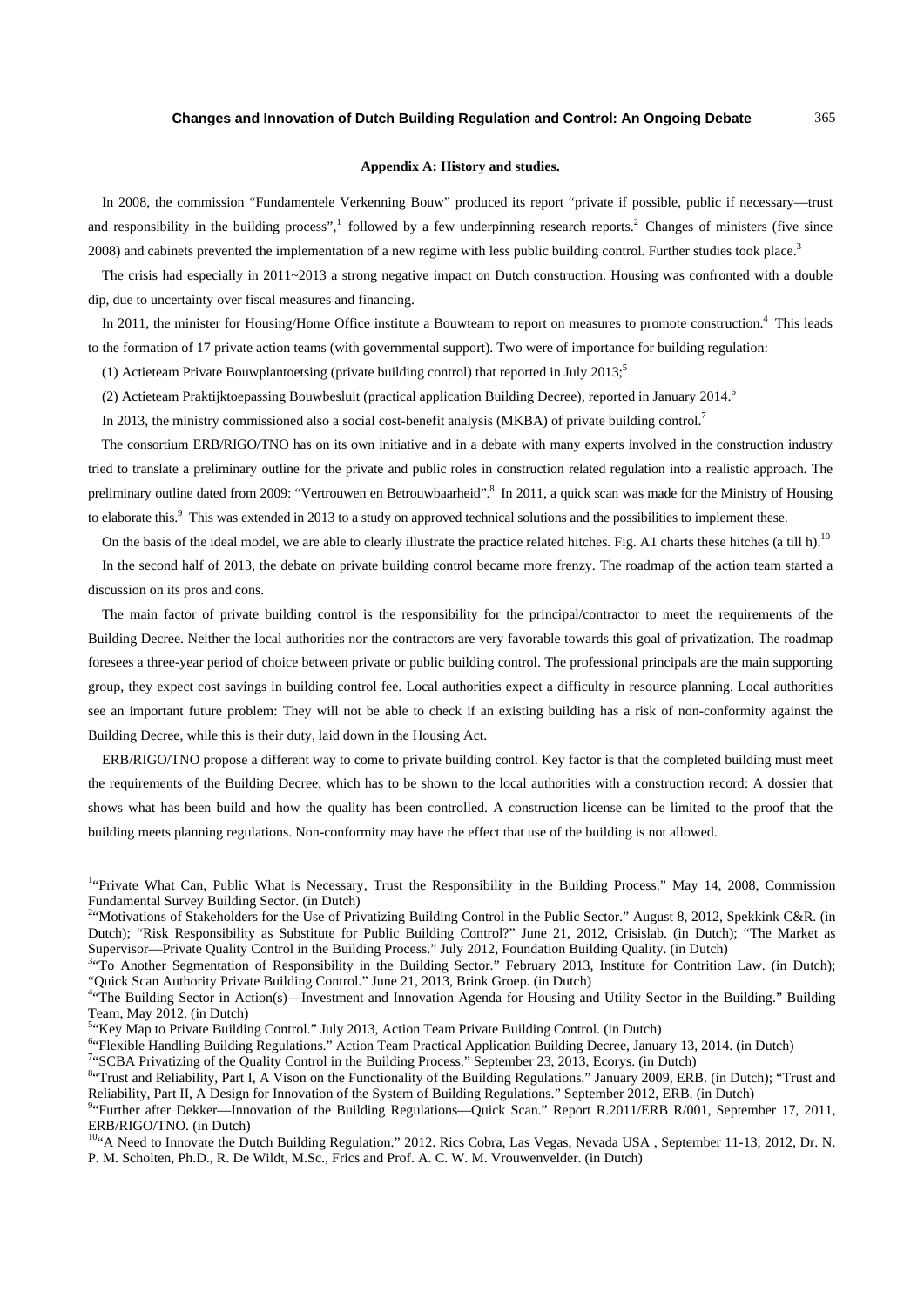**Appendix A: History and studies.**

In 2008, the commission "Fundamentele Verkenning Bouw" produced its report "private if possible, public if necessary—trust and responsibility in the building process",[1] followed by a few underpinning research reports.[2] Changes of ministers (five since 2008) and cabinets prevented the implementation of a new regime with less public building control. Further studies took place.[3]

The crisis had especially in 2011~2013 a strong negative impact on Dutch construction. Housing was confronted with a double dip, due to uncertainty over fiscal measures and financing.

In 2011, the minister for Housing/Home Office institute a Bouwteam to report on measures to promote construction.[4] This leads to the formation of 17 private action teams (with governmental support). Two were of importance for building regulation:

(1) Actieteam Private Bouwplantoetsing (private building control) that reported in July 2013;[5]

(2) Actieteam Praktijktoepassing Bouwbesluit (practical application Building Decree), reported in January 2014.[6]

In 2013, the ministry commissioned also a social cost-benefit analysis (MKBA) of private building control.[7]

The consortium ERB/RIGO/TNO has on its own initiative and in a debate with many experts involved in the construction industry tried to translate a preliminary outline for the private and public roles in construction related regulation into a realistic approach. The preliminary outline dated from 2009: "Vertrouwen en Betrouwbaarheid".[8] In 2011, a quick scan was made for the Ministry of Housing to elaborate this.[9] This was extended in 2013 to a study on approved technical solutions and the possibilities to implement these.

On the basis of the ideal model, we are able to clearly illustrate the practice related hitches. Fig. A1 charts these hitches (a till h).[10]

In the second half of 2013, the debate on private building control became more frenzy. The roadmap of the action team started a discussion on its pros and cons.

The main factor of private building control is the responsibility for the principal/contractor to meet the requirements of the Building Decree. Neither the local authorities nor the contractors are very favorable towards this goal of privatization. The roadmap foresees a three-year period of choice between private or public building control. The professional principals are the main supporting group, they expect cost savings in building control fee. Local authorities expect a difficulty in resource planning. Local authorities see an important future problem: They will not be able to check if an existing building has a risk of non-conformity against the Building Decree, while this is their duty, laid down in the Housing Act.

ERB/RIGO/TNO propose a different way to come to private building control. Key factor is that the completed building must meet the requirements of the Building Decree, which has to be shown to the local authorities with a construction record: A dossier that shows what has been build and how the quality has been controlled. A construction license can be limited to the proof that the building meets planning regulations. Non-conformity may have the effect that use of the building is not allowed.

---

[1] "Private What Can, Public What is Necessary, Trust the Responsibility in the Building Process." May 14, 2008, Commission Fundamental Survey Building Sector. (in Dutch)

[2] "Motivations of Stakeholders for the Use of Privatizing Building Control in the Public Sector." August 8, 2012, Spekkink C&R. (in Dutch); "Risk Responsibility as Substitute for Public Building Control?" June 21, 2012, Crisislab. (in Dutch); "The Market as Supervisor—Private Quality Control in the Building Process." July 2012, Foundation Building Quality. (in Dutch)

[3] "To Another Segmentation of Responsibility in the Building Sector." February 2013, Institute for Contrition Law. (in Dutch); "Quick Scan Authority Private Building Control." June 21, 2013, Brink Groep. (in Dutch)

[4] "The Building Sector in Action(s)—Investment and Innovation Agenda for Housing and Utility Sector in the Building." Building Team, May 2012. (in Dutch)

[5] "Key Map to Private Building Control." July 2013, Action Team Private Building Control. (in Dutch)

[6] "Flexible Handling Building Regulations." Action Team Practical Application Building Decree, January 13, 2014. (in Dutch)

[7] "SCBA Privatizing of the Quality Control in the Building Process." September 23, 2013, Ecorys. (in Dutch)

[8] "Trust and Reliability, Part I, A Vison on the Functionality of the Building Regulations." January 2009, ERB. (in Dutch); "Trust and Reliability, Part II, A Design for Innovation of the System of Building Regulations." September 2012, ERB. (in Dutch)

[9] "Further after Dekker—Innovation of the Building Regulations—Quick Scan." Report R.2011/ERB R/001, September 17, 2011, ERB/RIGO/TNO. (in Dutch)

[10] "A Need to Innovate the Dutch Building Regulation." 2012. Rics Cobra, Las Vegas, Nevada USA , September 11-13, 2012, Dr. N. P. M. Scholten, Ph.D., R. De Wildt, M.Sc., Frics and Prof. A. C. W. M. Vrouwenvelder. (in Dutch)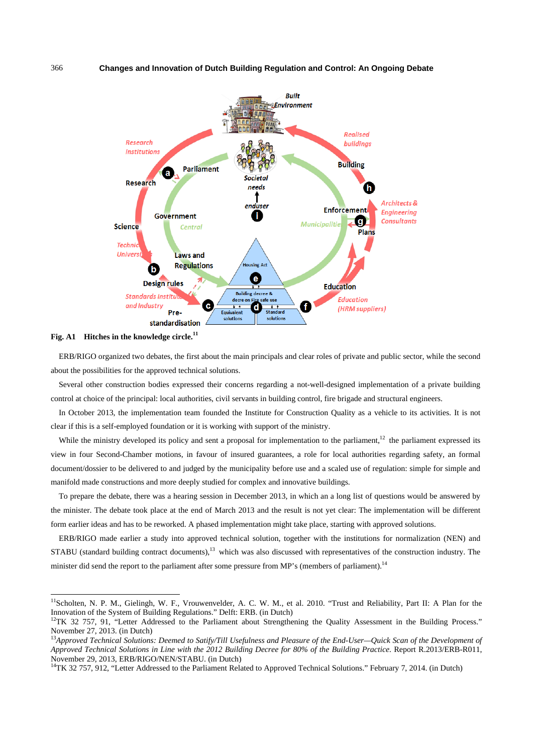**Fig. A1 Hitches in the knowledge circle.**[11]

ERB/RIGO organized two debates, the first about the main principals and clear roles of private and public sector, while the second about the possibilities for the approved technical solutions.

Several other construction bodies expressed their concerns regarding a not-well-designed implementation of a private building control at choice of the principal: local authorities, civil servants in building control, fire brigade and structural engineers.

In October 2013, the implementation team founded the Institute for Construction Quality as a vehicle to its activities. It is not clear if this is a self-employed foundation or it is working with support of the ministry.

While the ministry developed its policy and sent a proposal for implementation to the parliament,[12] the parliament expressed its view in four Second-Chamber motions, in favour of insured guarantees, a role for local authorities regarding safety, an formal document/dossier to be delivered to and judged by the municipality before use and a scaled use of regulation: simple for simple and manifold made constructions and more deeply studied for complex and innovative buildings.

To prepare the debate, there was a hearing session in December 2013, in which an a long list of questions would be answered by the minister. The debate took place at the end of March 2013 and the result is not yet clear: The implementation will be different form earlier ideas and has to be reworked. A phased implementation might take place, starting with approved solutions.

ERB/RIGO made earlier a study into approved technical solution, together with the institutions for normalization (NEN) and STABU (standard building contract documents),[13] which was also discussed with representatives of the construction industry. The minister did send the report to the parliament after some pressure from MP's (members of parliament).[14]

---

[11]Scholten, N. P. M., Gielingh, W. F., Vrouwenvelder, A. C. W. M., et al. 2010. "Trust and Reliability, Part II: A Plan for the Innovation of the System of Building Regulations." Delft: ERB. (in Dutch)

[12]TK 32 757, 91, "Letter Addressed to the Parliament about Strengthening the Quality Assessment in the Building Process." November 27, 2013. (in Dutch)

[13]*Approved Technical Solutions: Deemed to Satify/Till Usefulness and Pleasure of the End-User—Quick Scan of the Development of Approved Technical Solutions in Line with the 2012 Building Decree for 80% of the Building Practice.* Report R.2013/ERB-R011, November 29, 2013, ERB/RIGO/NEN/STABU. (in Dutch)

[14]TK 32 757, 912, "Letter Addressed to the Parliament Related to Approved Technical Solutions." February 7, 2014. (in Dutch)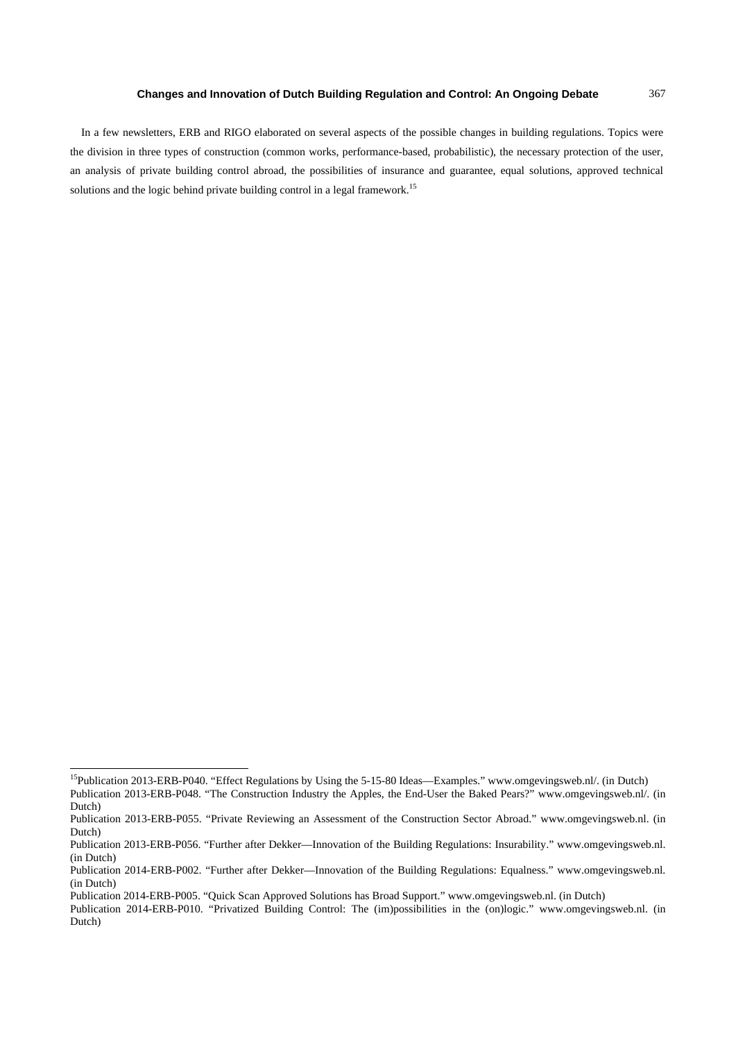In a few newsletters, ERB and RIGO elaborated on several aspects of the possible changes in building regulations. Topics were the division in three types of construction (common works, performance-based, probabilistic), the necessary protection of the user, an analysis of private building control abroad, the possibilities of insurance and guarantee, equal solutions, approved technical solutions and the logic behind private building control in a legal framework.[15]

---

[15]Publication 2013-ERB-P040. "Effect Regulations by Using the 5-15-80 Ideas—Examples." www.omgevingsweb.nl/. (in Dutch)

Publication 2013-ERB-P048. "The Construction Industry the Apples, the End-User the Baked Pears?" www.omgevingsweb.nl/. (in Dutch)

Publication 2013-ERB-P055. "Private Reviewing an Assessment of the Construction Sector Abroad." www.omgevingsweb.nl. (in Dutch)

Publication 2013-ERB-P056. "Further after Dekker—Innovation of the Building Regulations: Insurability." www.omgevingsweb.nl. (in Dutch)

Publication 2014-ERB-P002. "Further after Dekker—Innovation of the Building Regulations: Equalness." www.omgevingsweb.nl. (in Dutch)

Publication 2014-ERB-P005. "Quick Scan Approved Solutions has Broad Support." www.omgevingsweb.nl. (in Dutch)

Publication 2014-ERB-P010. "Privatized Building Control: The (im)possibilities in the (on)logic." www.omgevingsweb.nl. (in Dutch)